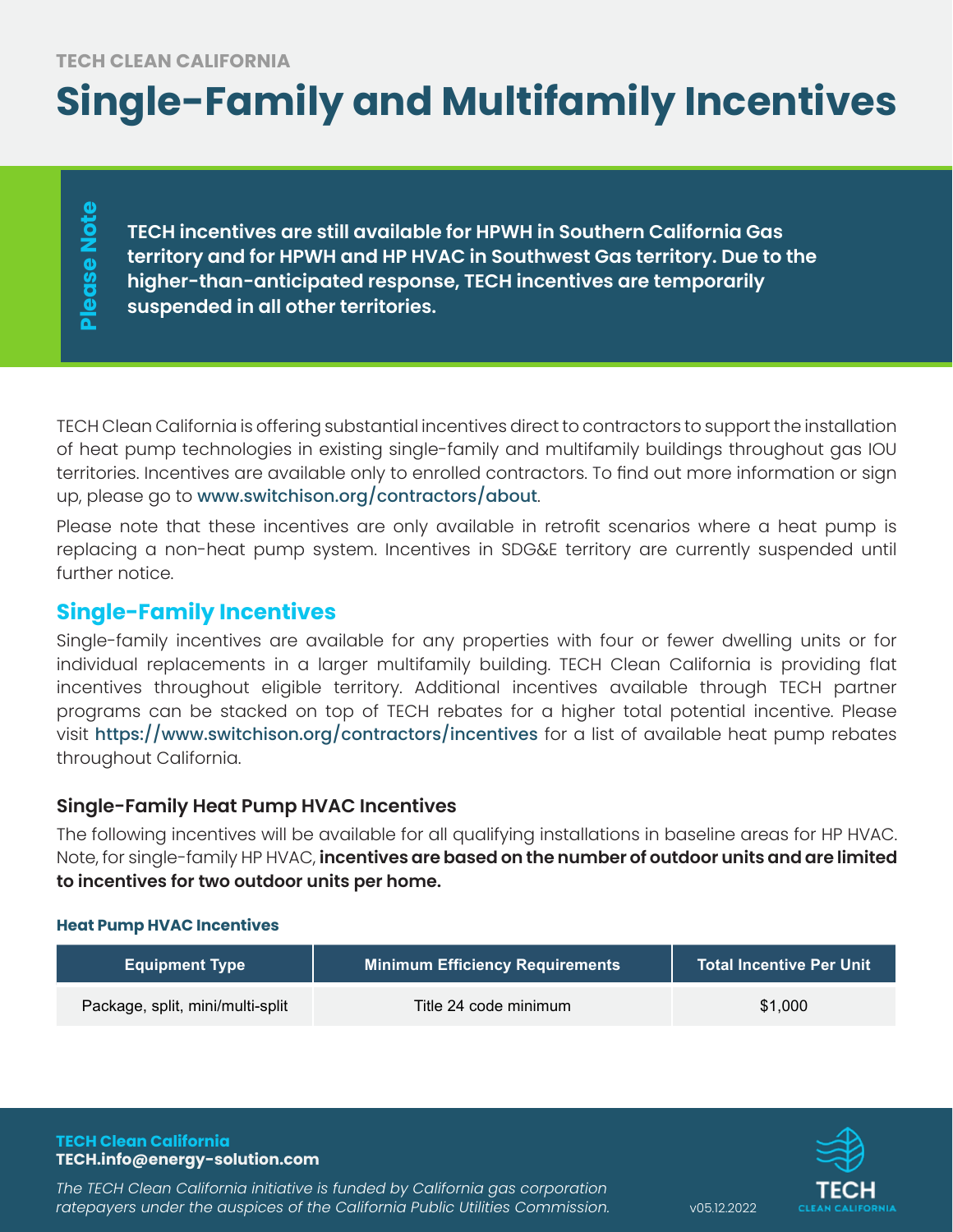TECH CLEAN CALIFORNIA

# Single-Family and Multifamily Incentives

**Please Note**

**TECH incentives are still available for HPWH in Southern California Gas territory and for HPWH and HP HVAC in Southwest Gas territory. Due to the higher-than-anticipated response, TECH incentives are temporarily suspended in all other territories.**

TECH Clean California is offering substantial incentives direct to contractors to support the installation of heat pump technologies in existing single-family and multifamily buildings throughout gas IOU territories. Incentives are available only to enrolled contractors. To find out more information or sign up, please go to www.switchison.org/contractors/about.

Please note that these incentives are only available in retrofit scenarios where a heat pump is replacing a non-heat pump system. Incentives in SDG&E territory are currently suspended until further notice.

## Single-Family Incentives

Single-family incentives are available for any properties with four or fewer dwelling units or for individual replacements in a larger multifamily building. TECH Clean California is providing flat incentives throughout eligible territory. Additional incentives available through TECH partner programs can be stacked on top of TECH rebates for a higher total potential incentive. Please visit https://www.switchison.org/contractors/incentives for a list of available heat pump rebates throughout California.

### Single-Family Heat Pump HVAC Incentives

The following incentives will be available for all qualifying installations in baseline areas for HP HVAC. Note, for single-family HP HVAC, **incentives are based on the number of outdoor units and are limited to incentives for two outdoor units per home.**

**Heat Pump HVAC Incentives**

| Equipment Type | Minimum Efficiency Requirements | Total Incentive Per Unit |
|---|---|---|
| Package, split, mini/multi-split | Title 24 code minimum | $1,000 |

**TECH Clean California**
**TECH.info@energy-solution.com**

*The TECH Clean California initiative is funded by California gas corporation ratepayers under the auspices of the California Public Utilities Commission.*

v05.12.2022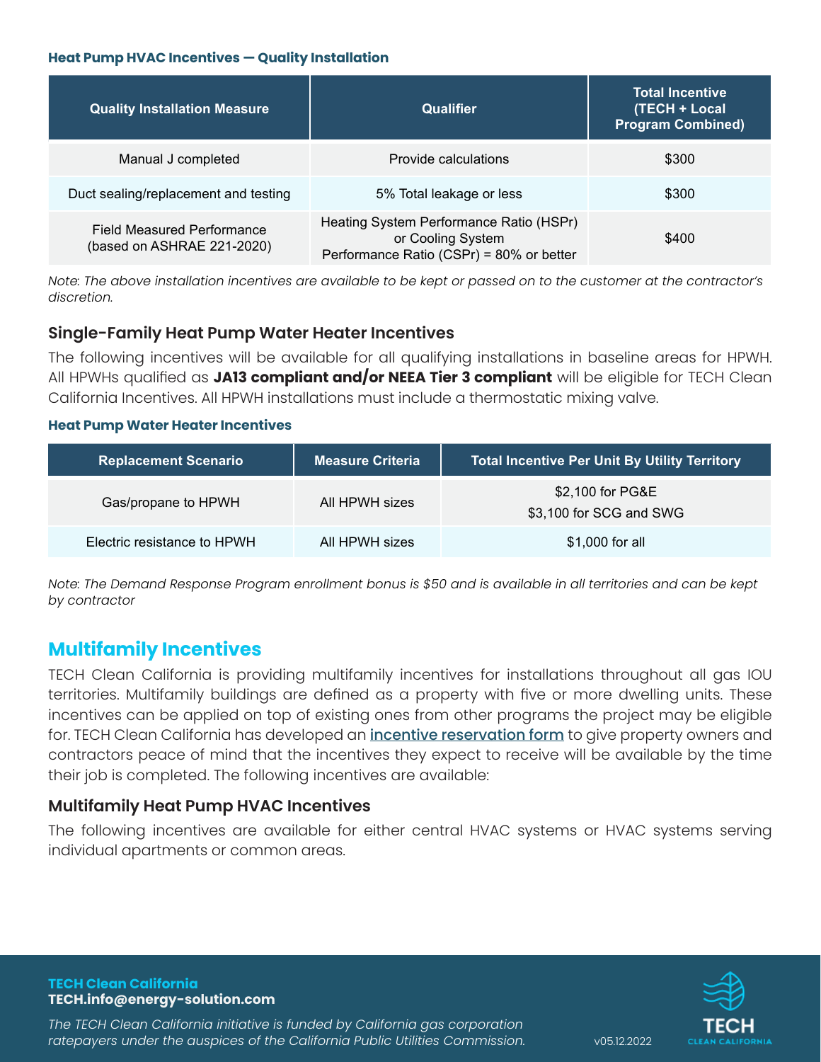### Heat Pump HVAC Incentives — Quality Installation

| Quality Installation Measure | Qualifier | Total Incentive (TECH + Local Program Combined) |
|---|---|---|
| Manual J completed | Provide calculations | $300 |
| Duct sealing/replacement and testing | 5% Total leakage or less | $300 |
| Field Measured Performance (based on ASHRAE 221-2020) | Heating System Performance Ratio (HSPr) or Cooling System Performance Ratio (CSPr) = 80% or better | $400 |

*Note: The above installation incentives are available to be kept or passed on to the customer at the contractor's discretion.*

## Single-Family Heat Pump Water Heater Incentives

The following incentives will be available for all qualifying installations in baseline areas for HPWH. All HPWHs qualified as **JA13 compliant and/or NEEA Tier 3 compliant** will be eligible for TECH Clean California Incentives. All HPWH installations must include a thermostatic mixing valve.

### Heat Pump Water Heater Incentives

| Replacement Scenario | Measure Criteria | Total Incentive Per Unit By Utility Territory |
|---|---|---|
| Gas/propane to HPWH | All HPWH sizes | $2,100 for PG&E<br>$3,100 for SCG and SWG |
| Electric resistance to HPWH | All HPWH sizes | $1,000 for all |

*Note: The Demand Response Program enrollment bonus is $50 and is available in all territories and can be kept by contractor*

# Multifamily Incentives

TECH Clean California is providing multifamily incentives for installations throughout all gas IOU territories. Multifamily buildings are defined as a property with five or more dwelling units. These incentives can be applied on top of existing ones from other programs the project may be eligible for. TECH Clean California has developed an incentive reservation form to give property owners and contractors peace of mind that the incentives they expect to receive will be available by the time their job is completed. The following incentives are available:

## Multifamily Heat Pump HVAC Incentives

The following incentives are available for either central HVAC systems or HVAC systems serving individual apartments or common areas.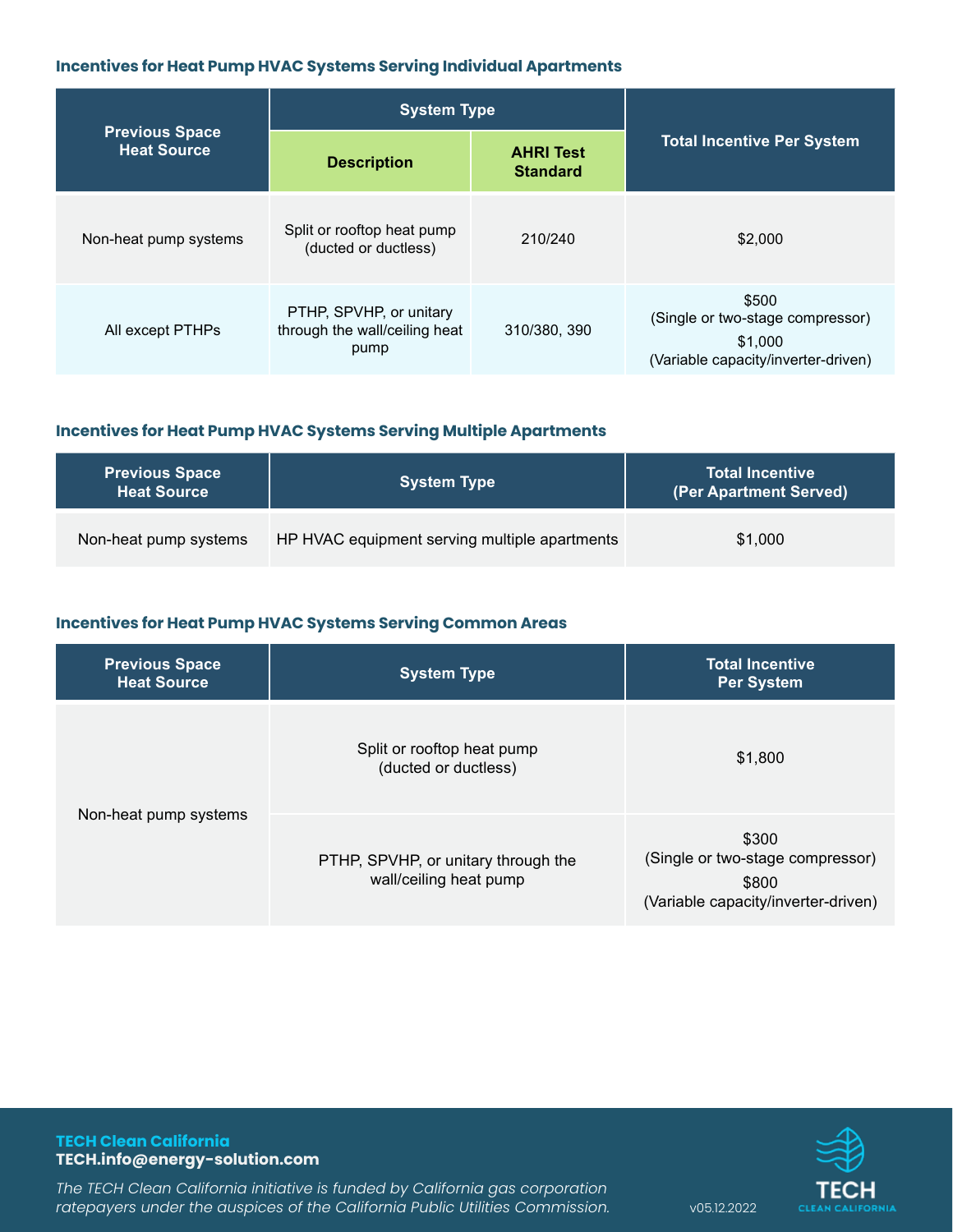### Incentives for Heat Pump HVAC Systems Serving Individual Apartments

| Previous Space Heat Source | System Type | | Total Incentive Per System |
|---|---|---|---|
| | Description | AHRI Test Standard | |
| Non-heat pump systems | Split or rooftop heat pump (ducted or ductless) | 210/240 | $2,000 |
| All except PTHPs | PTHP, SPVHP, or unitary through the wall/ceiling heat pump | 310/380, 390 | $500 (Single or two-stage compressor) $1,000 (Variable capacity/inverter-driven) |

### Incentives for Heat Pump HVAC Systems Serving Multiple Apartments

| Previous Space Heat Source | System Type | Total Incentive (Per Apartment Served) |
|---|---|---|
| Non-heat pump systems | HP HVAC equipment serving multiple apartments | $1,000 |

### Incentives for Heat Pump HVAC Systems Serving Common Areas

| Previous Space Heat Source | System Type | Total Incentive Per System |
|---|---|---|
| Non-heat pump systems | Split or rooftop heat pump (ducted or ductless) | $1,800 |
| | PTHP, SPVHP, or unitary through the wall/ceiling heat pump | $300 (Single or two-stage compressor) $800 (Variable capacity/inverter-driven) |

**TECH Clean California**
**TECH.info@energy-solution.com**

*The TECH Clean California initiative is funded by California gas corporation ratepayers under the auspices of the California Public Utilities Commission.*

v05.12.2022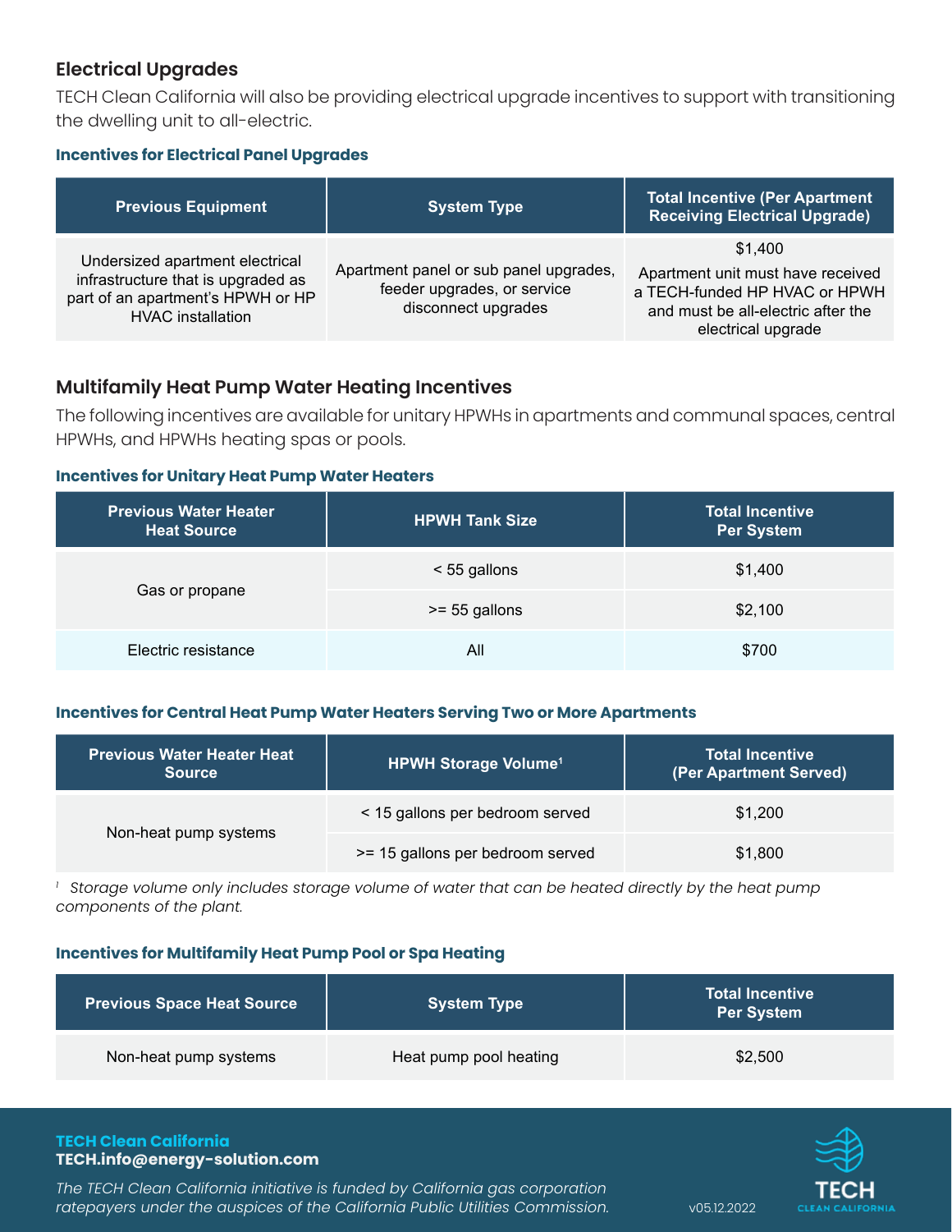## Electrical Upgrades

TECH Clean California will also be providing electrical upgrade incentives to support with transitioning the dwelling unit to all-electric.

### Incentives for Electrical Panel Upgrades

| Previous Equipment | System Type | Total Incentive (Per Apartment Receiving Electrical Upgrade) |
|---|---|---|
| Undersized apartment electrical infrastructure that is upgraded as part of an apartment's HPWH or HP HVAC installation | Apartment panel or sub panel upgrades, feeder upgrades, or service disconnect upgrades | $1,400<br>Apartment unit must have received a TECH-funded HP HVAC or HPWH and must be all-electric after the electrical upgrade |

## Multifamily Heat Pump Water Heating Incentives

The following incentives are available for unitary HPWHs in apartments and communal spaces, central HPWHs, and HPWHs heating spas or pools.

### Incentives for Unitary Heat Pump Water Heaters

| Previous Water Heater Heat Source | HPWH Tank Size | Total Incentive Per System |
|---|---|---|
| Gas or propane | < 55 gallons | $1,400 |
| | >= 55 gallons | $2,100 |
| Electric resistance | All | $700 |

### Incentives for Central Heat Pump Water Heaters Serving Two or More Apartments

| Previous Water Heater Heat Source | HPWH Storage Volume[1] | Total Incentive (Per Apartment Served) |
|---|---|---|
| Non-heat pump systems | < 15 gallons per bedroom served | $1,200 |
| | >= 15 gallons per bedroom served | $1,800 |

[1] *Storage volume only includes storage volume of water that can be heated directly by the heat pump components of the plant.*

### Incentives for Multifamily Heat Pump Pool or Spa Heating

| Previous Space Heat Source | System Type | Total Incentive Per System |
|---|---|---|
| Non-heat pump systems | Heat pump pool heating | $2,500 |

**TECH Clean California**
**TECH.info@energy-solution.com**

*The TECH Clean California initiative is funded by California gas corporation ratepayers under the auspices of the California Public Utilities Commission.*

v05.12.2022